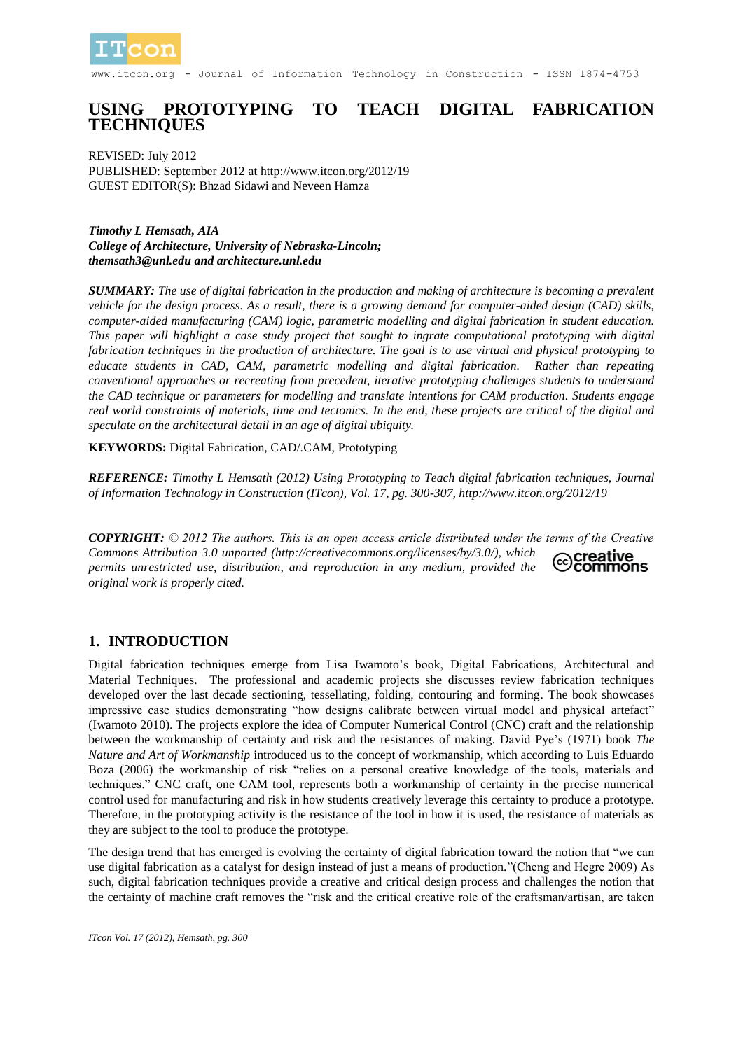# USING PROTOTYPING TO TEACH DIGITAL FABRICATION TECHNIQUES

REVISED: July 2012
PUBLISHED: September 2012 at http://www.itcon.org/2012/19
GUEST EDITOR(S): Bhzad Sidawi and Neveen Hamza

***Timothy L Hemsath, AIA***
***College of Architecture, University of Nebraska-Lincoln;***
***themsath3@unl.edu and architecture.unl.edu***

***SUMMARY:*** *The use of digital fabrication in the production and making of architecture is becoming a prevalent vehicle for the design process. As a result, there is a growing demand for computer-aided design (CAD) skills, computer-aided manufacturing (CAM) logic, parametric modelling and digital fabrication in student education. This paper will highlight a case study project that sought to ingrate computational prototyping with digital fabrication techniques in the production of architecture. The goal is to use virtual and physical prototyping to educate students in CAD, CAM, parametric modelling and digital fabrication. Rather than repeating conventional approaches or recreating from precedent, iterative prototyping challenges students to understand the CAD technique or parameters for modelling and translate intentions for CAM production. Students engage real world constraints of materials, time and tectonics. In the end, these projects are critical of the digital and speculate on the architectural detail in an age of digital ubiquity.*

**KEYWORDS:** Digital Fabrication, CAD/.CAM, Prototyping

***REFERENCE:*** *Timothy L Hemsath (2012) Using Prototyping to Teach digital fabrication techniques, Journal of Information Technology in Construction (ITcon), Vol. 17, pg. 300-307, http://www.itcon.org/2012/19*

***COPYRIGHT:*** *© 2012 The authors. This is an open access article distributed under the terms of the Creative Commons Attribution 3.0 unported (http://creativecommons.org/licenses/by/3.0/), which permits unrestricted use, distribution, and reproduction in any medium, provided the original work is properly cited.*

## 1. INTRODUCTION

Digital fabrication techniques emerge from Lisa Iwamoto's book, Digital Fabrications, Architectural and Material Techniques. The professional and academic projects she discusses review fabrication techniques developed over the last decade sectioning, tessellating, folding, contouring and forming. The book showcases impressive case studies demonstrating "how designs calibrate between virtual model and physical artefact" (Iwamoto 2010). The projects explore the idea of Computer Numerical Control (CNC) craft and the relationship between the workmanship of certainty and risk and the resistances of making. David Pye's (1971) book *The Nature and Art of Workmanship* introduced us to the concept of workmanship, which according to Luis Eduardo Boza (2006) the workmanship of risk "relies on a personal creative knowledge of the tools, materials and techniques." CNC craft, one CAM tool, represents both a workmanship of certainty in the precise numerical control used for manufacturing and risk in how students creatively leverage this certainty to produce a prototype. Therefore, in the prototyping activity is the resistance of the tool in how it is used, the resistance of materials as they are subject to the tool to produce the prototype.

The design trend that has emerged is evolving the certainty of digital fabrication toward the notion that "we can use digital fabrication as a catalyst for design instead of just a means of production."(Cheng and Hegre 2009) As such, digital fabrication techniques provide a creative and critical design process and challenges the notion that the certainty of machine craft removes the "risk and the critical creative role of the craftsman/artisan, are taken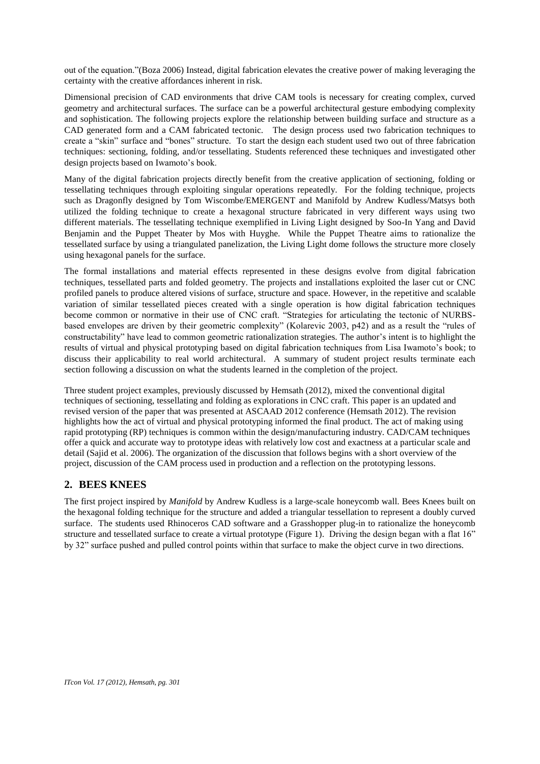out of the equation."(Boza 2006) Instead, digital fabrication elevates the creative power of making leveraging the certainty with the creative affordances inherent in risk.

Dimensional precision of CAD environments that drive CAM tools is necessary for creating complex, curved geometry and architectural surfaces. The surface can be a powerful architectural gesture embodying complexity and sophistication. The following projects explore the relationship between building surface and structure as a CAD generated form and a CAM fabricated tectonic. The design process used two fabrication techniques to create a "skin" surface and "bones" structure. To start the design each student used two out of three fabrication techniques: sectioning, folding, and/or tessellating. Students referenced these techniques and investigated other design projects based on Iwamoto's book.

Many of the digital fabrication projects directly benefit from the creative application of sectioning, folding or tessellating techniques through exploiting singular operations repeatedly. For the folding technique, projects such as Dragonfly designed by Tom Wiscombe/EMERGENT and Manifold by Andrew Kudless/Matsys both utilized the folding technique to create a hexagonal structure fabricated in very different ways using two different materials. The tessellating technique exemplified in Living Light designed by Soo-In Yang and David Benjamin and the Puppet Theater by Mos with Huyghe. While the Puppet Theatre aims to rationalize the tessellated surface by using a triangulated panelization, the Living Light dome follows the structure more closely using hexagonal panels for the surface.

The formal installations and material effects represented in these designs evolve from digital fabrication techniques, tessellated parts and folded geometry. The projects and installations exploited the laser cut or CNC profiled panels to produce altered visions of surface, structure and space. However, in the repetitive and scalable variation of similar tessellated pieces created with a single operation is how digital fabrication techniques become common or normative in their use of CNC craft. "Strategies for articulating the tectonic of NURBS-based envelopes are driven by their geometric complexity" (Kolarevic 2003, p42) and as a result the "rules of constructability" have lead to common geometric rationalization strategies. The author's intent is to highlight the results of virtual and physical prototyping based on digital fabrication techniques from Lisa Iwamoto's book; to discuss their applicability to real world architectural. A summary of student project results terminate each section following a discussion on what the students learned in the completion of the project.

Three student project examples, previously discussed by Hemsath (2012), mixed the conventional digital techniques of sectioning, tessellating and folding as explorations in CNC craft. This paper is an updated and revised version of the paper that was presented at ASCAAD 2012 conference (Hemsath 2012). The revision highlights how the act of virtual and physical prototyping informed the final product. The act of making using rapid prototyping (RP) techniques is common within the design/manufacturing industry. CAD/CAM techniques offer a quick and accurate way to prototype ideas with relatively low cost and exactness at a particular scale and detail (Sajid et al. 2006). The organization of the discussion that follows begins with a short overview of the project, discussion of the CAM process used in production and a reflection on the prototyping lessons.

## 2. BEES KNEES

The first project inspired by *Manifold* by Andrew Kudless is a large-scale honeycomb wall. Bees Knees built on the hexagonal folding technique for the structure and added a triangular tessellation to represent a doubly curved surface. The students used Rhinoceros CAD software and a Grasshopper plug-in to rationalize the honeycomb structure and tessellated surface to create a virtual prototype (Figure 1). Driving the design began with a flat 16" by 32" surface pushed and pulled control points within that surface to make the object curve in two directions.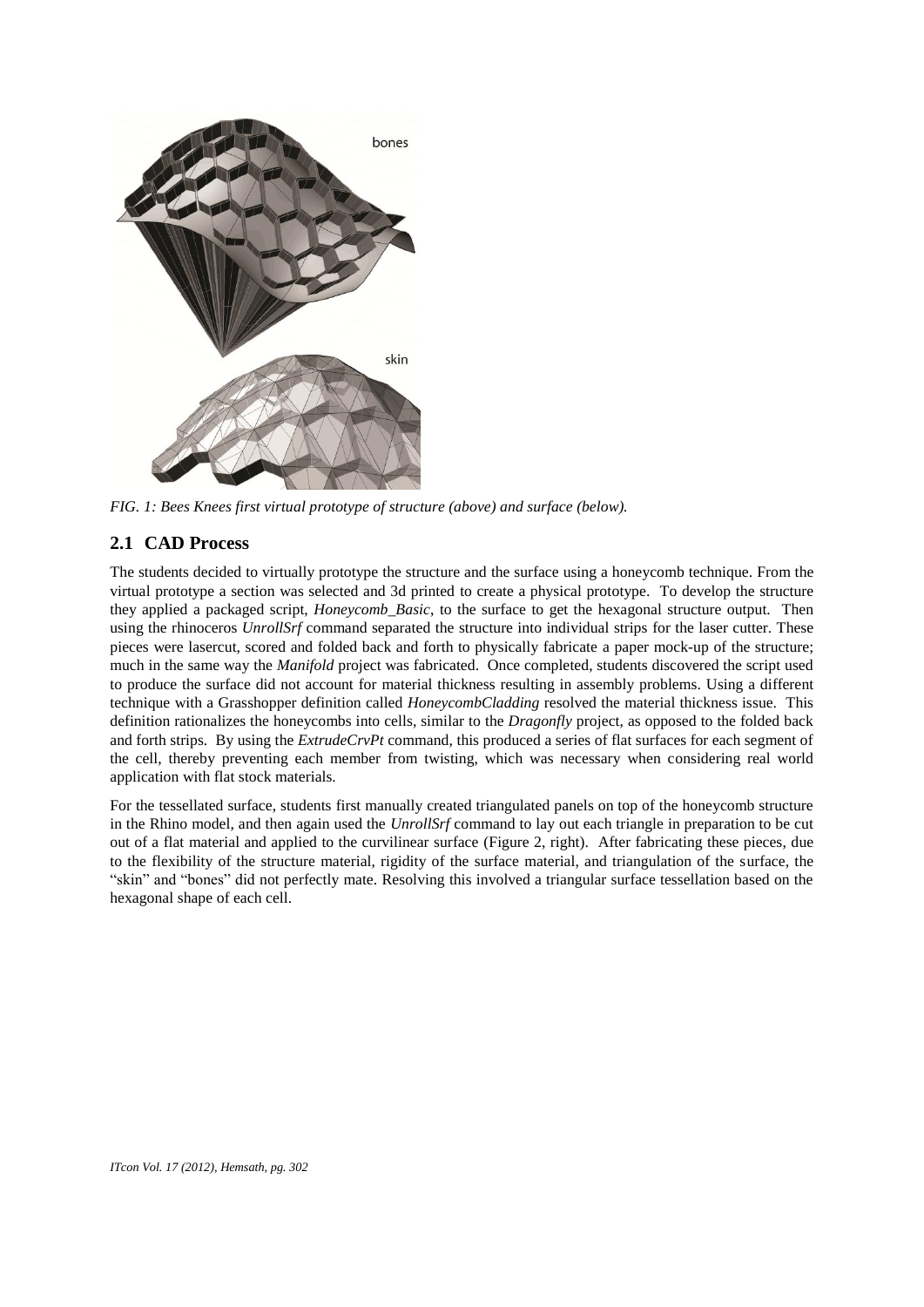bones

skin

*FIG. 1: Bees Knees first virtual prototype of structure (above) and surface (below).*

## 2.1 CAD Process

The students decided to virtually prototype the structure and the surface using a honeycomb technique. From the virtual prototype a section was selected and 3d printed to create a physical prototype. To develop the structure they applied a packaged script, *Honeycomb_Basic*, to the surface to get the hexagonal structure output. Then using the rhinoceros *UnrollSrf* command separated the structure into individual strips for the laser cutter. These pieces were lasercut, scored and folded back and forth to physically fabricate a paper mock-up of the structure; much in the same way the *Manifold* project was fabricated. Once completed, students discovered the script used to produce the surface did not account for material thickness resulting in assembly problems. Using a different technique with a Grasshopper definition called *HoneycombCladding* resolved the material thickness issue. This definition rationalizes the honeycombs into cells, similar to the *Dragonfly* project, as opposed to the folded back and forth strips. By using the *ExtrudeCrvPt* command, this produced a series of flat surfaces for each segment of the cell, thereby preventing each member from twisting, which was necessary when considering real world application with flat stock materials.

For the tessellated surface, students first manually created triangulated panels on top of the honeycomb structure in the Rhino model, and then again used the *UnrollSrf* command to lay out each triangle in preparation to be cut out of a flat material and applied to the curvilinear surface (Figure 2, right). After fabricating these pieces, due to the flexibility of the structure material, rigidity of the surface material, and triangulation of the surface, the "skin" and "bones" did not perfectly mate. Resolving this involved a triangular surface tessellation based on the hexagonal shape of each cell.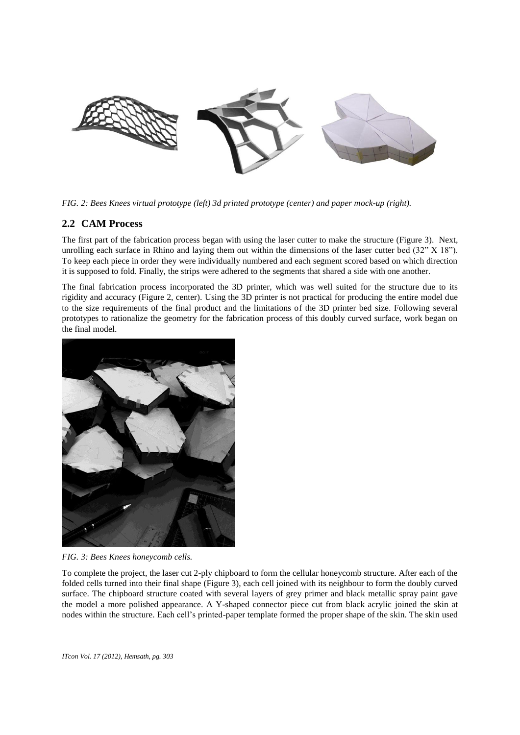*FIG. 2: Bees Knees virtual prototype (left) 3d printed prototype (center) and paper mock-up (right).*

## 2.2 CAM Process

The first part of the fabrication process began with using the laser cutter to make the structure (Figure 3). Next, unrolling each surface in Rhino and laying them out within the dimensions of the laser cutter bed (32" X 18"). To keep each piece in order they were individually numbered and each segment scored based on which direction it is supposed to fold. Finally, the strips were adhered to the segments that shared a side with one another.

The final fabrication process incorporated the 3D printer, which was well suited for the structure due to its rigidity and accuracy (Figure 2, center). Using the 3D printer is not practical for producing the entire model due to the size requirements of the final product and the limitations of the 3D printer bed size. Following several prototypes to rationalize the geometry for the fabrication process of this doubly curved surface, work began on the final model.

*FIG. 3: Bees Knees honeycomb cells.*

To complete the project, the laser cut 2-ply chipboard to form the cellular honeycomb structure. After each of the folded cells turned into their final shape (Figure 3), each cell joined with its neighbour to form the doubly curved surface. The chipboard structure coated with several layers of grey primer and black metallic spray paint gave the model a more polished appearance. A Y-shaped connector piece cut from black acrylic joined the skin at nodes within the structure. Each cell's printed-paper template formed the proper shape of the skin. The skin used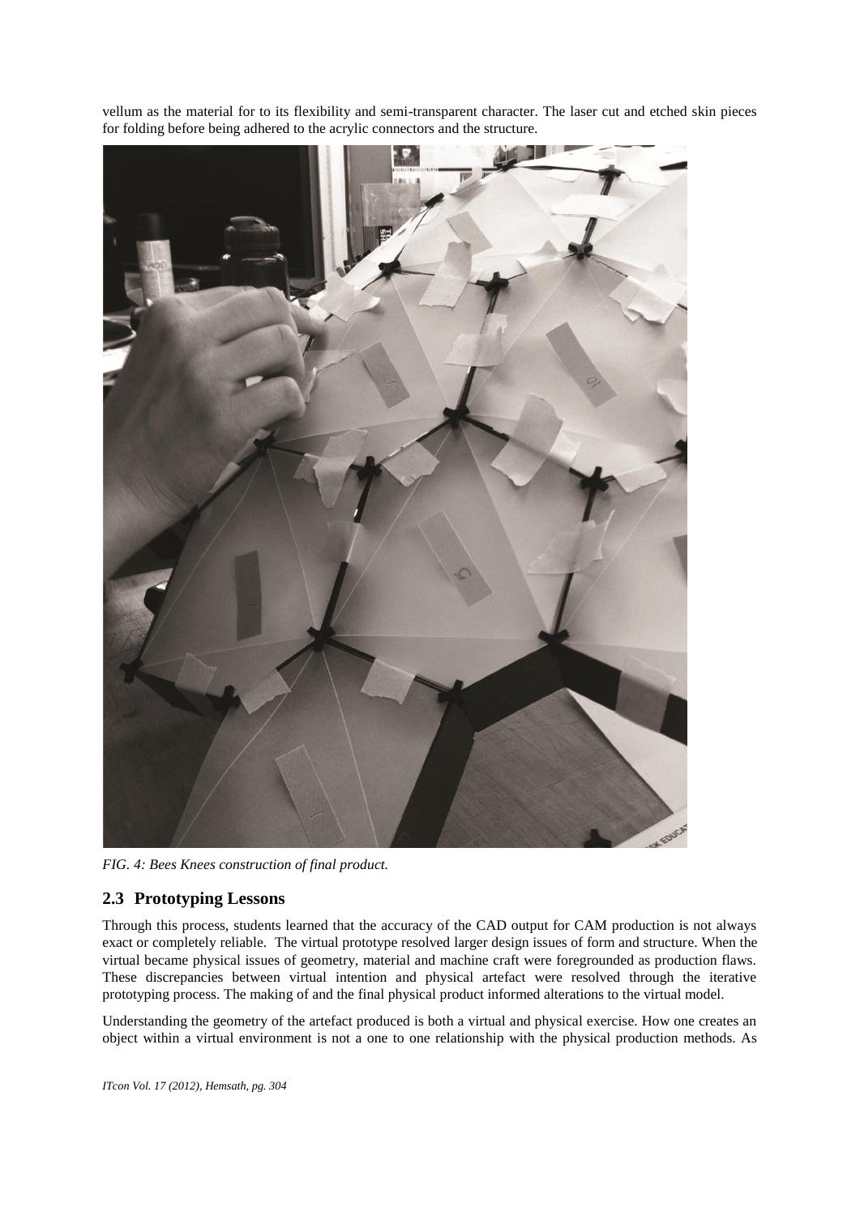vellum as the material for to its flexibility and semi-transparent character. The laser cut and etched skin pieces for folding before being adhered to the acrylic connectors and the structure.

*FIG. 4: Bees Knees construction of final product.*

## 2.3 Prototyping Lessons

Through this process, students learned that the accuracy of the CAD output for CAM production is not always exact or completely reliable. The virtual prototype resolved larger design issues of form and structure. When the virtual became physical issues of geometry, material and machine craft were foregrounded as production flaws. These discrepancies between virtual intention and physical artefact were resolved through the iterative prototyping process. The making of and the final physical product informed alterations to the virtual model.

Understanding the geometry of the artefact produced is both a virtual and physical exercise. How one creates an object within a virtual environment is not a one to one relationship with the physical production methods. As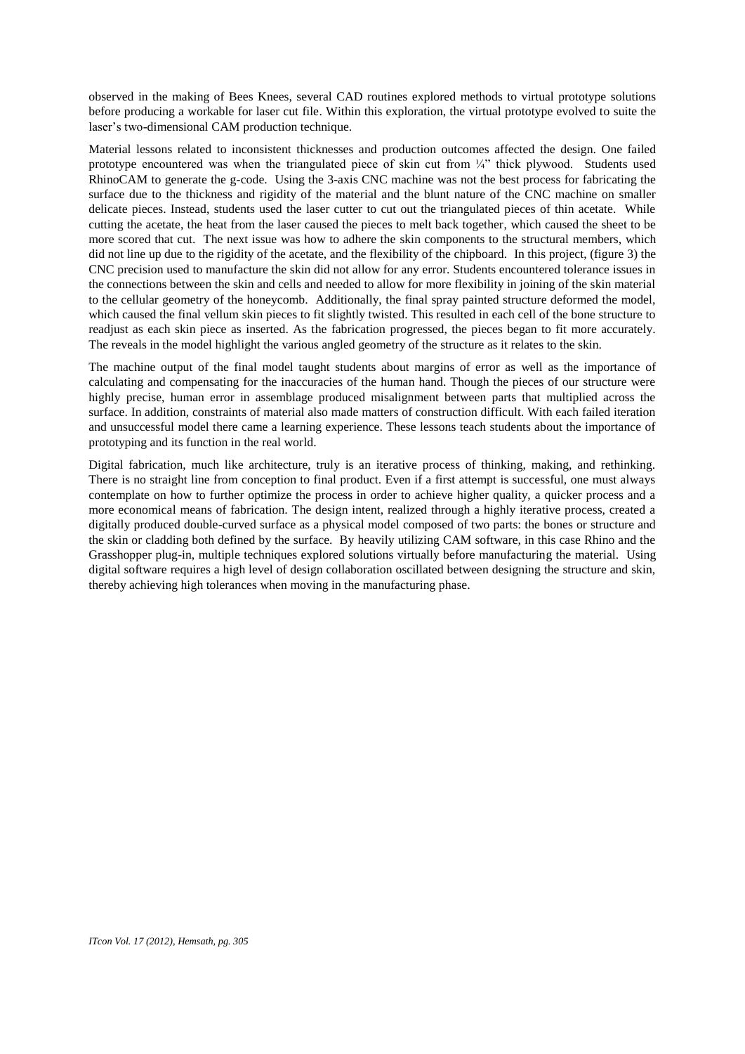observed in the making of Bees Knees, several CAD routines explored methods to virtual prototype solutions before producing a workable for laser cut file. Within this exploration, the virtual prototype evolved to suite the laser's two-dimensional CAM production technique.

Material lessons related to inconsistent thicknesses and production outcomes affected the design. One failed prototype encountered was when the triangulated piece of skin cut from ¼" thick plywood. Students used RhinoCAM to generate the g-code. Using the 3-axis CNC machine was not the best process for fabricating the surface due to the thickness and rigidity of the material and the blunt nature of the CNC machine on smaller delicate pieces. Instead, students used the laser cutter to cut out the triangulated pieces of thin acetate. While cutting the acetate, the heat from the laser caused the pieces to melt back together, which caused the sheet to be more scored that cut. The next issue was how to adhere the skin components to the structural members, which did not line up due to the rigidity of the acetate, and the flexibility of the chipboard. In this project, (figure 3) the CNC precision used to manufacture the skin did not allow for any error. Students encountered tolerance issues in the connections between the skin and cells and needed to allow for more flexibility in joining of the skin material to the cellular geometry of the honeycomb. Additionally, the final spray painted structure deformed the model, which caused the final vellum skin pieces to fit slightly twisted. This resulted in each cell of the bone structure to readjust as each skin piece as inserted. As the fabrication progressed, the pieces began to fit more accurately. The reveals in the model highlight the various angled geometry of the structure as it relates to the skin.

The machine output of the final model taught students about margins of error as well as the importance of calculating and compensating for the inaccuracies of the human hand. Though the pieces of our structure were highly precise, human error in assemblage produced misalignment between parts that multiplied across the surface. In addition, constraints of material also made matters of construction difficult. With each failed iteration and unsuccessful model there came a learning experience. These lessons teach students about the importance of prototyping and its function in the real world.

Digital fabrication, much like architecture, truly is an iterative process of thinking, making, and rethinking. There is no straight line from conception to final product. Even if a first attempt is successful, one must always contemplate on how to further optimize the process in order to achieve higher quality, a quicker process and a more economical means of fabrication. The design intent, realized through a highly iterative process, created a digitally produced double-curved surface as a physical model composed of two parts: the bones or structure and the skin or cladding both defined by the surface. By heavily utilizing CAM software, in this case Rhino and the Grasshopper plug-in, multiple techniques explored solutions virtually before manufacturing the material. Using digital software requires a high level of design collaboration oscillated between designing the structure and skin, thereby achieving high tolerances when moving in the manufacturing phase.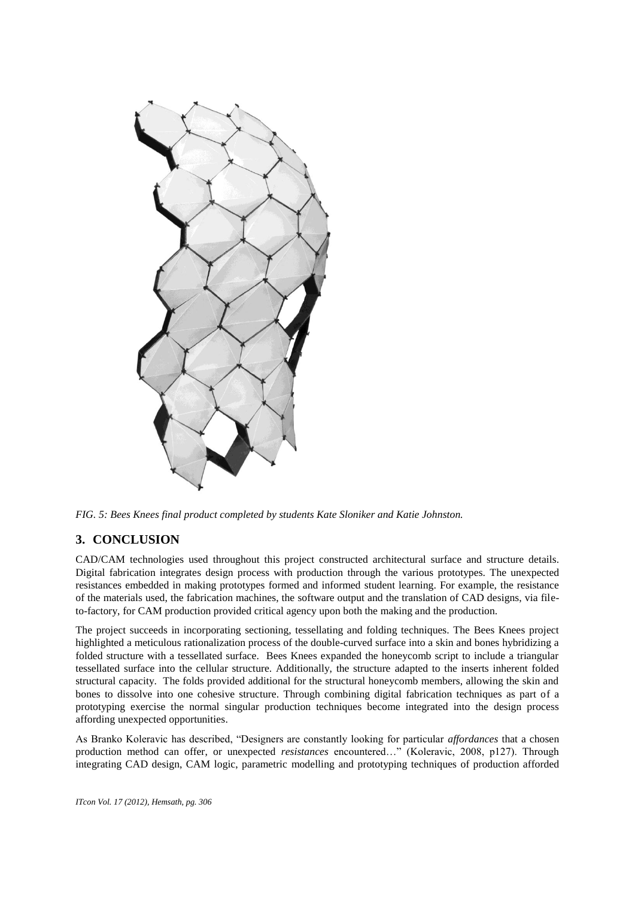*FIG. 5: Bees Knees final product completed by students Kate Sloniker and Katie Johnston.*

## 3. CONCLUSION

CAD/CAM technologies used throughout this project constructed architectural surface and structure details. Digital fabrication integrates design process with production through the various prototypes. The unexpected resistances embedded in making prototypes formed and informed student learning. For example, the resistance of the materials used, the fabrication machines, the software output and the translation of CAD designs, via file-to-factory, for CAM production provided critical agency upon both the making and the production.

The project succeeds in incorporating sectioning, tessellating and folding techniques. The Bees Knees project highlighted a meticulous rationalization process of the double-curved surface into a skin and bones hybridizing a folded structure with a tessellated surface. Bees Knees expanded the honeycomb script to include a triangular tessellated surface into the cellular structure. Additionally, the structure adapted to the inserts inherent folded structural capacity. The folds provided additional for the structural honeycomb members, allowing the skin and bones to dissolve into one cohesive structure. Through combining digital fabrication techniques as part of a prototyping exercise the normal singular production techniques become integrated into the design process affording unexpected opportunities.

As Branko Koleravic has described, "Designers are constantly looking for particular *affordances* that a chosen production method can offer, or unexpected *resistances* encountered…" (Koleravic, 2008, p127). Through integrating CAD design, CAM logic, parametric modelling and prototyping techniques of production afforded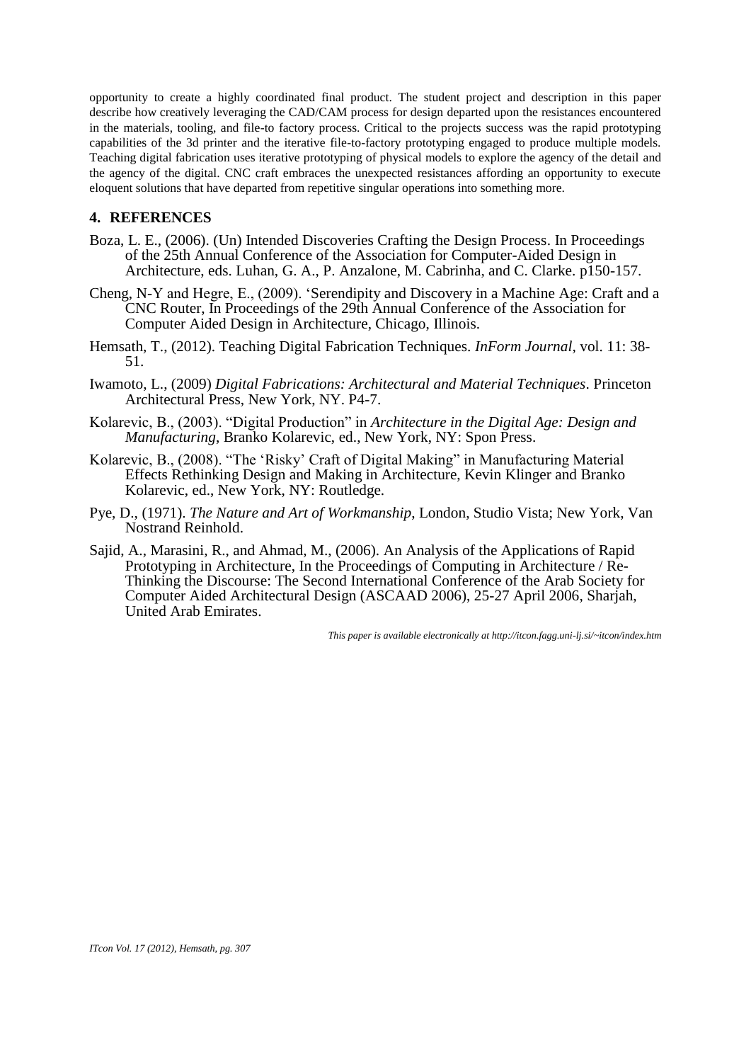opportunity to create a highly coordinated final product. The student project and description in this paper describe how creatively leveraging the CAD/CAM process for design departed upon the resistances encountered in the materials, tooling, and file-to factory process. Critical to the projects success was the rapid prototyping capabilities of the 3d printer and the iterative file-to-factory prototyping engaged to produce multiple models. Teaching digital fabrication uses iterative prototyping of physical models to explore the agency of the detail and the agency of the digital. CNC craft embraces the unexpected resistances affording an opportunity to execute eloquent solutions that have departed from repetitive singular operations into something more.

## 4. REFERENCES

Boza, L. E., (2006). (Un) Intended Discoveries Crafting the Design Process. In Proceedings of the 25th Annual Conference of the Association for Computer-Aided Design in Architecture, eds. Luhan, G. A., P. Anzalone, M. Cabrinha, and C. Clarke. p150-157.

Cheng, N-Y and Hegre, E., (2009). 'Serendipity and Discovery in a Machine Age: Craft and a CNC Router, In Proceedings of the 29th Annual Conference of the Association for Computer Aided Design in Architecture, Chicago, Illinois.

Hemsath, T., (2012). Teaching Digital Fabrication Techniques. *InForm Journal*, vol. 11: 38-51.

Iwamoto, L., (2009) *Digital Fabrications: Architectural and Material Techniques*. Princeton Architectural Press, New York, NY. P4-7.

Kolarevic, B., (2003). "Digital Production" in *Architecture in the Digital Age: Design and Manufacturing*, Branko Kolarevic, ed., New York, NY: Spon Press.

Kolarevic, B., (2008). "The 'Risky' Craft of Digital Making" in Manufacturing Material Effects Rethinking Design and Making in Architecture, Kevin Klinger and Branko Kolarevic, ed., New York, NY: Routledge.

Pye, D., (1971). *The Nature and Art of Workmanship*, London, Studio Vista; New York, Van Nostrand Reinhold.

Sajid, A., Marasini, R., and Ahmad, M., (2006). An Analysis of the Applications of Rapid Prototyping in Architecture, In the Proceedings of Computing in Architecture / Re-Thinking the Discourse: The Second International Conference of the Arab Society for Computer Aided Architectural Design (ASCAAD 2006), 25-27 April 2006, Sharjah, United Arab Emirates.

*This paper is available electronically at http://itcon.fagg.uni-lj.si/~itcon/index.htm*